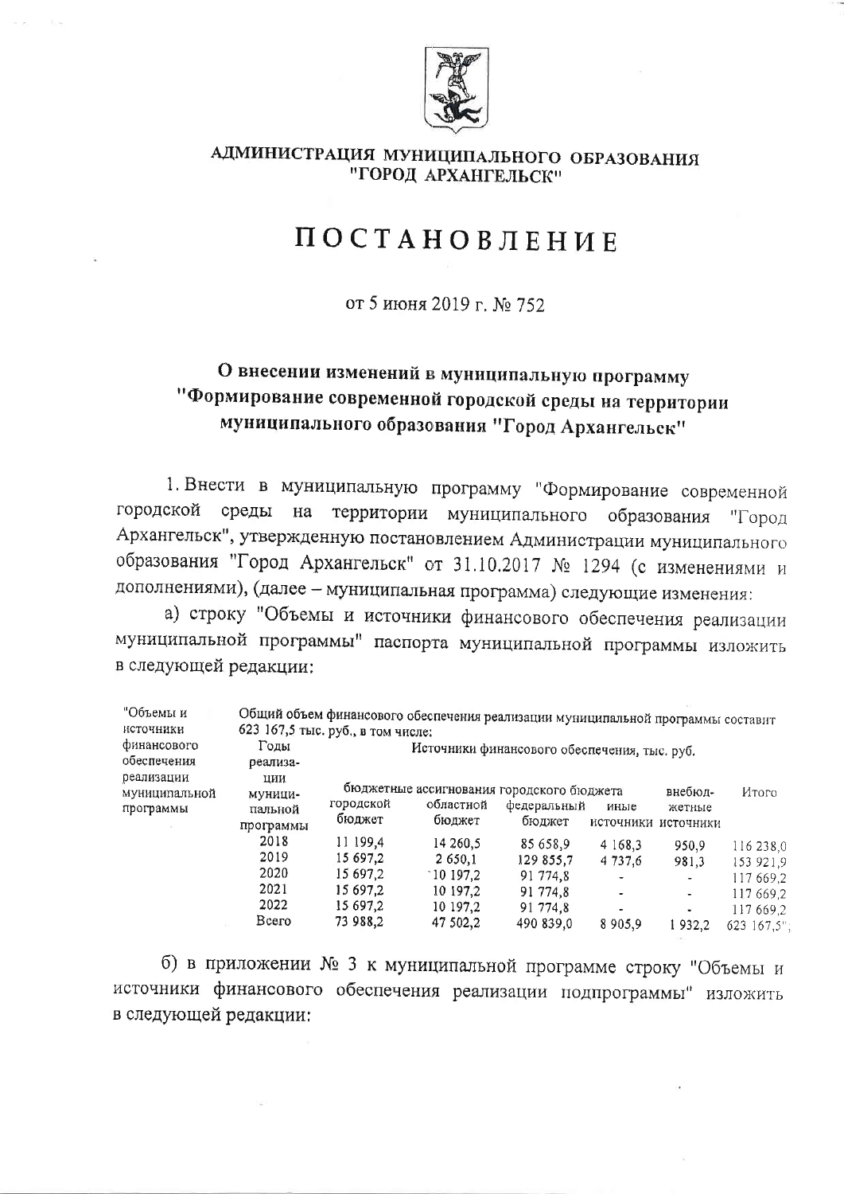АДМИНИСТРАЦИЯ МУНИЦИПАЛЬНОГО ОБРАЗОВАНИЯ "ГОРОД АРХАНГЕЛЬСК"

# ПОСТАНОВЛЕНИЕ

от 5 июня 2019 г. № 752

## О внесении изменений в муниципальную программу "Формирование современной городской среды на территории муниципального образования "Город Архангельск"

1. Внести в муниципальную программу "Формирование современной городской среды на территории муниципального образования "Город Архангельск", утвержденную постановлением Администрации муниципального образования "Город Архангельск" от 31.10.2017 № 1294 (с изменениями и дополнениями), (далее – муниципальная программа) следующие изменения:

а) строку "Объемы и источники финансового обеспечения реализации муниципальной программы" паспорта муниципальной программы изложить в следующей редакции:

"Объемы и источники финансового обеспечения реализации муниципальной программы

Общий объем финансового обеспечения реализации муниципальной программы составит 623 167,5 тыс. руб., в том числе:

| Годы реализации муниципальной программы | Источники финансового обеспечения, тыс. руб. | | | | | |
|---|---|---|---|---|---|---|
| | бюджетные ассигнования городского бюджета | | | | внебюджетные источники | Итого |
| | городской бюджет | областной бюджет | федеральный бюджет | иные источники | | |
| 2018 | 11 199,4 | 14 260,5 | 85 658,9 | 4 168,3 | 950,9 | 116 238,0 |
| 2019 | 15 697,2 | 2 650,1 | 129 855,7 | 4 737,6 | 981,3 | 153 921,9 |
| 2020 | 15 697,2 | 10 197,2 | 91 774,8 | - | - | 117 669,2 |
| 2021 | 15 697,2 | 10 197,2 | 91 774,8 | - | - | 117 669,2 |
| 2022 | 15 697,2 | 10 197,2 | 91 774,8 | - | - | 117 669,2 |
| Всего | 73 988,2 | 47 502,2 | 490 839,0 | 8 905,9 | 1 932,2 | 623 167,5"; |

б) в приложении № 3 к муниципальной программе строку "Объемы и источники финансового обеспечения реализации подпрограммы" изложить в следующей редакции: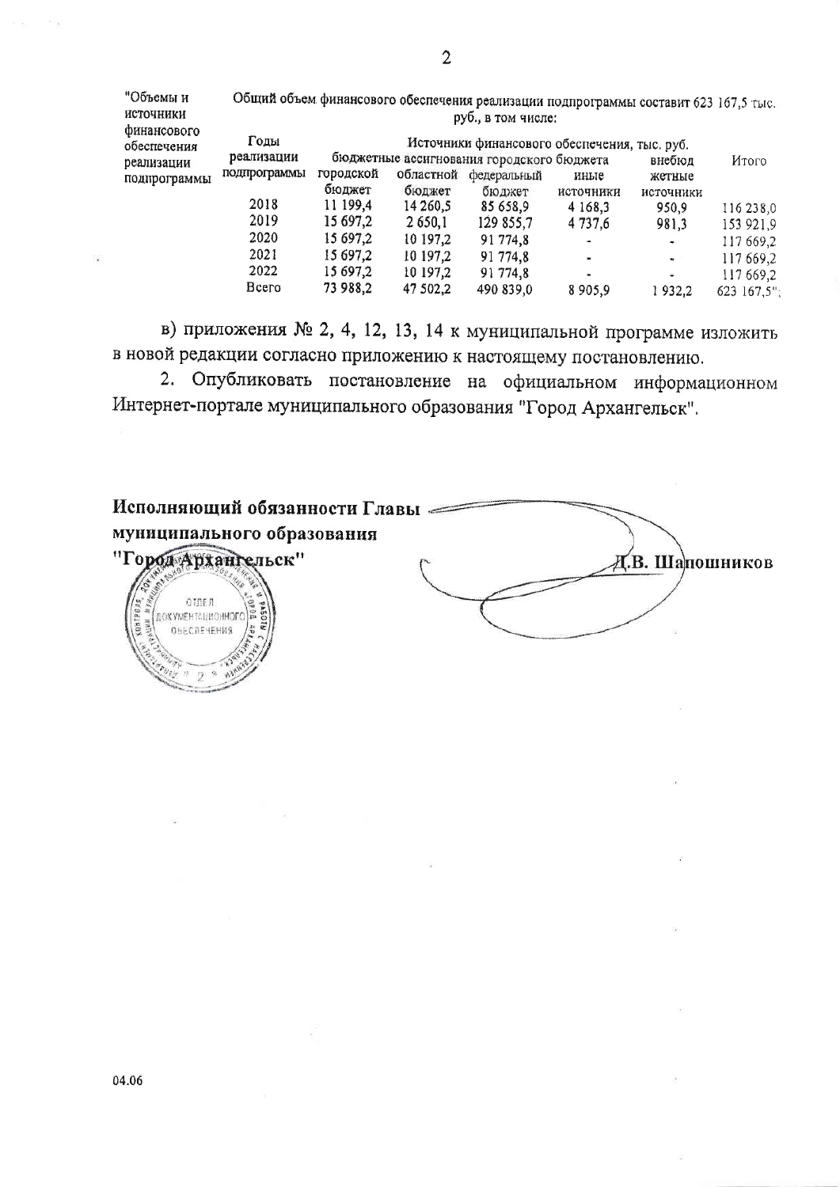| "Объемы и источники финансового обеспечения реализации подпрограммы | Общий объем финансового обеспечения реализации подпрограммы составит 623 167,5 тыс. руб., в том числе: | | | | | | |
|---|---|---|---|---|---|---|---|
| | Годы реализации подпрограммы | Источники финансового обеспечения, тыс. руб. | | | | | |
| | | бюджетные ассигнования городского бюджета | | | | внебюджетные источники | Итого |
| | | городской бюджет | областной бюджет | федеральный бюджет | иные источники | | |
| | 2018 | 11 199,4 | 14 260,5 | 85 658,9 | 4 168,3 | 950,9 | 116 238,0 |
| | 2019 | 15 697,2 | 2 650,1 | 129 855,7 | 4 737,6 | 981,3 | 153 921,9 |
| | 2020 | 15 697,2 | 10 197,2 | 91 774,8 | - | - | 117 669,2 |
| | 2021 | 15 697,2 | 10 197,2 | 91 774,8 | - | - | 117 669,2 |
| | 2022 | 15 697,2 | 10 197,2 | 91 774,8 | - | - | 117 669,2 |
| | Всего | 73 988,2 | 47 502,2 | 490 839,0 | 8 905,9 | 1 932,2 | 623 167,5"; |

в) приложения № 2, 4, 12, 13, 14 к муниципальной программе изложить в новой редакции согласно приложению к настоящему постановлению.

2. Опубликовать постановление на официальном информационном Интернет-портале муниципального образования "Город Архангельск".

**Исполняющий обязанности Главы муниципального образования "Город Архангельск"** **Д.В. Шапошников**

04.06